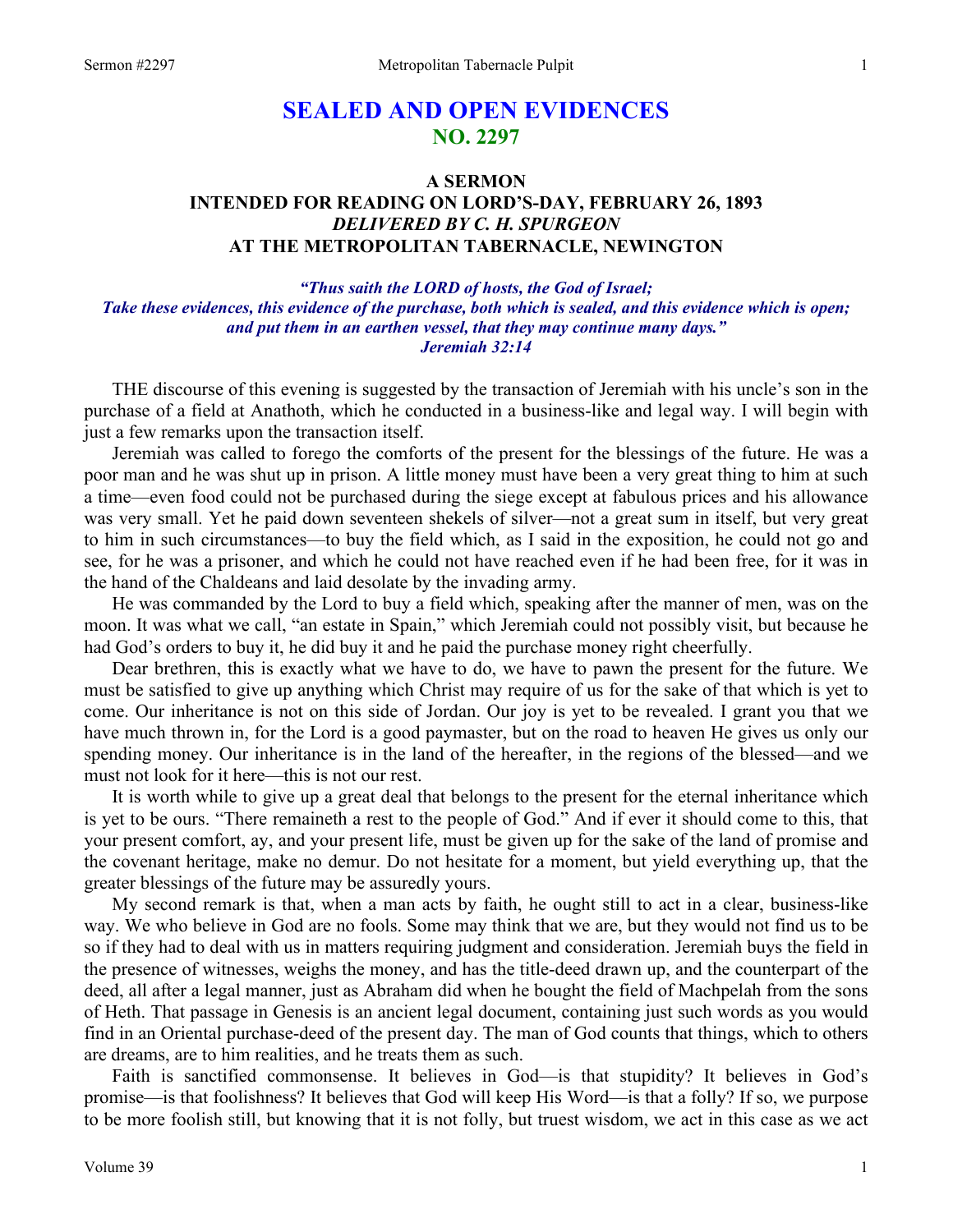# SEALED AND OPEN EVIDENCES
## NO. 2297

### A SERMON
### INTENDED FOR READING ON LORD'S-DAY, FEBRUARY 26, 1893
### *DELIVERED BY C. H. SPURGEON*
### AT THE METROPOLITAN TABERNACLE, NEWINGTON

***"Thus saith the LORD of hosts, the God of Israel;***
***Take these evidences, this evidence of the purchase, both which is sealed, and this evidence which is open; and put them in an earthen vessel, that they may continue many days."***
***Jeremiah 32:14***

THE discourse of this evening is suggested by the transaction of Jeremiah with his uncle's son in the purchase of a field at Anathoth, which he conducted in a business-like and legal way. I will begin with just a few remarks upon the transaction itself.

Jeremiah was called to forego the comforts of the present for the blessings of the future. He was a poor man and he was shut up in prison. A little money must have been a very great thing to him at such a time—even food could not be purchased during the siege except at fabulous prices and his allowance was very small. Yet he paid down seventeen shekels of silver—not a great sum in itself, but very great to him in such circumstances—to buy the field which, as I said in the exposition, he could not go and see, for he was a prisoner, and which he could not have reached even if he had been free, for it was in the hand of the Chaldeans and laid desolate by the invading army.

He was commanded by the Lord to buy a field which, speaking after the manner of men, was on the moon. It was what we call, "an estate in Spain," which Jeremiah could not possibly visit, but because he had God's orders to buy it, he did buy it and he paid the purchase money right cheerfully.

Dear brethren, this is exactly what we have to do, we have to pawn the present for the future. We must be satisfied to give up anything which Christ may require of us for the sake of that which is yet to come. Our inheritance is not on this side of Jordan. Our joy is yet to be revealed. I grant you that we have much thrown in, for the Lord is a good paymaster, but on the road to heaven He gives us only our spending money. Our inheritance is in the land of the hereafter, in the regions of the blessed—and we must not look for it here—this is not our rest.

It is worth while to give up a great deal that belongs to the present for the eternal inheritance which is yet to be ours. "There remaineth a rest to the people of God." And if ever it should come to this, that your present comfort, ay, and your present life, must be given up for the sake of the land of promise and the covenant heritage, make no demur. Do not hesitate for a moment, but yield everything up, that the greater blessings of the future may be assuredly yours.

My second remark is that, when a man acts by faith, he ought still to act in a clear, business-like way. We who believe in God are no fools. Some may think that we are, but they would not find us to be so if they had to deal with us in matters requiring judgment and consideration. Jeremiah buys the field in the presence of witnesses, weighs the money, and has the title-deed drawn up, and the counterpart of the deed, all after a legal manner, just as Abraham did when he bought the field of Machpelah from the sons of Heth. That passage in Genesis is an ancient legal document, containing just such words as you would find in an Oriental purchase-deed of the present day. The man of God counts that things, which to others are dreams, are to him realities, and he treats them as such.

Faith is sanctified commonsense. It believes in God—is that stupidity? It believes in God's promise—is that foolishness? It believes that God will keep His Word—is that a folly? If so, we purpose to be more foolish still, but knowing that it is not folly, but truest wisdom, we act in this case as we act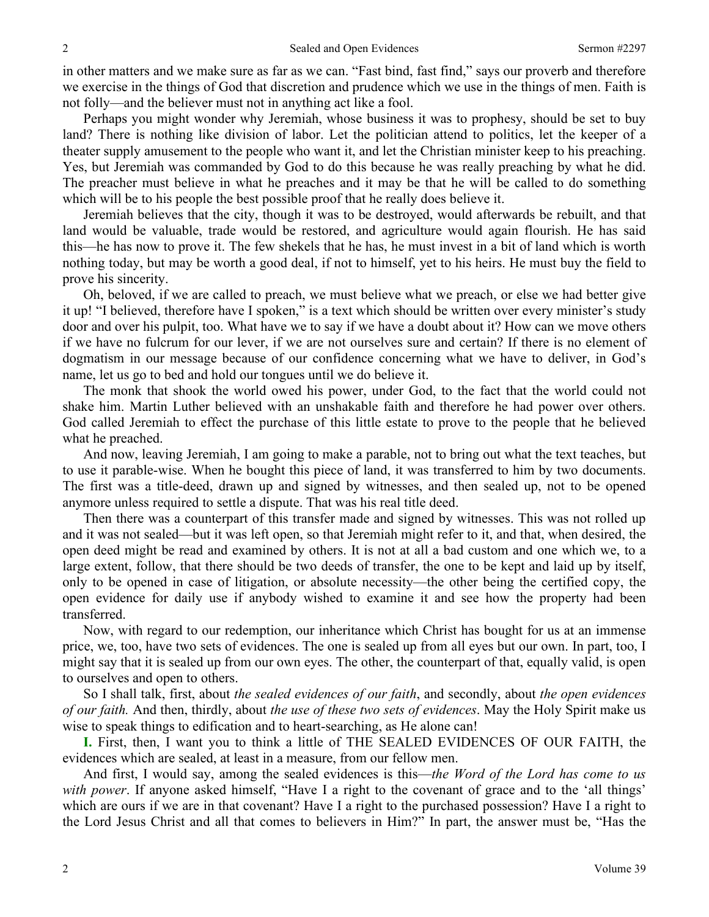in other matters and we make sure as far as we can. "Fast bind, fast find," says our proverb and therefore we exercise in the things of God that discretion and prudence which we use in the things of men. Faith is not folly—and the believer must not in anything act like a fool.

Perhaps you might wonder why Jeremiah, whose business it was to prophesy, should be set to buy land? There is nothing like division of labor. Let the politician attend to politics, let the keeper of a theater supply amusement to the people who want it, and let the Christian minister keep to his preaching. Yes, but Jeremiah was commanded by God to do this because he was really preaching by what he did. The preacher must believe in what he preaches and it may be that he will be called to do something which will be to his people the best possible proof that he really does believe it.

Jeremiah believes that the city, though it was to be destroyed, would afterwards be rebuilt, and that land would be valuable, trade would be restored, and agriculture would again flourish. He has said this—he has now to prove it. The few shekels that he has, he must invest in a bit of land which is worth nothing today, but may be worth a good deal, if not to himself, yet to his heirs. He must buy the field to prove his sincerity.

Oh, beloved, if we are called to preach, we must believe what we preach, or else we had better give it up! "I believed, therefore have I spoken," is a text which should be written over every minister's study door and over his pulpit, too. What have we to say if we have a doubt about it? How can we move others if we have no fulcrum for our lever, if we are not ourselves sure and certain? If there is no element of dogmatism in our message because of our confidence concerning what we have to deliver, in God's name, let us go to bed and hold our tongues until we do believe it.

The monk that shook the world owed his power, under God, to the fact that the world could not shake him. Martin Luther believed with an unshakable faith and therefore he had power over others. God called Jeremiah to effect the purchase of this little estate to prove to the people that he believed what he preached.

And now, leaving Jeremiah, I am going to make a parable, not to bring out what the text teaches, but to use it parable-wise. When he bought this piece of land, it was transferred to him by two documents. The first was a title-deed, drawn up and signed by witnesses, and then sealed up, not to be opened anymore unless required to settle a dispute. That was his real title deed.

Then there was a counterpart of this transfer made and signed by witnesses. This was not rolled up and it was not sealed—but it was left open, so that Jeremiah might refer to it, and that, when desired, the open deed might be read and examined by others. It is not at all a bad custom and one which we, to a large extent, follow, that there should be two deeds of transfer, the one to be kept and laid up by itself, only to be opened in case of litigation, or absolute necessity—the other being the certified copy, the open evidence for daily use if anybody wished to examine it and see how the property had been transferred.

Now, with regard to our redemption, our inheritance which Christ has bought for us at an immense price, we, too, have two sets of evidences. The one is sealed up from all eyes but our own. In part, too, I might say that it is sealed up from our own eyes. The other, the counterpart of that, equally valid, is open to ourselves and open to others.

So I shall talk, first, about *the sealed evidences of our faith*, and secondly, about *the open evidences of our faith.* And then, thirdly, about *the use of these two sets of evidences*. May the Holy Spirit make us wise to speak things to edification and to heart-searching, as He alone can!

**I.** First, then, I want you to think a little of THE SEALED EVIDENCES OF OUR FAITH, the evidences which are sealed, at least in a measure, from our fellow men.

And first, I would say, among the sealed evidences is this—*the Word of the Lord has come to us with power*. If anyone asked himself, "Have I a right to the covenant of grace and to the 'all things' which are ours if we are in that covenant? Have I a right to the purchased possession? Have I a right to the Lord Jesus Christ and all that comes to believers in Him?" In part, the answer must be, "Has the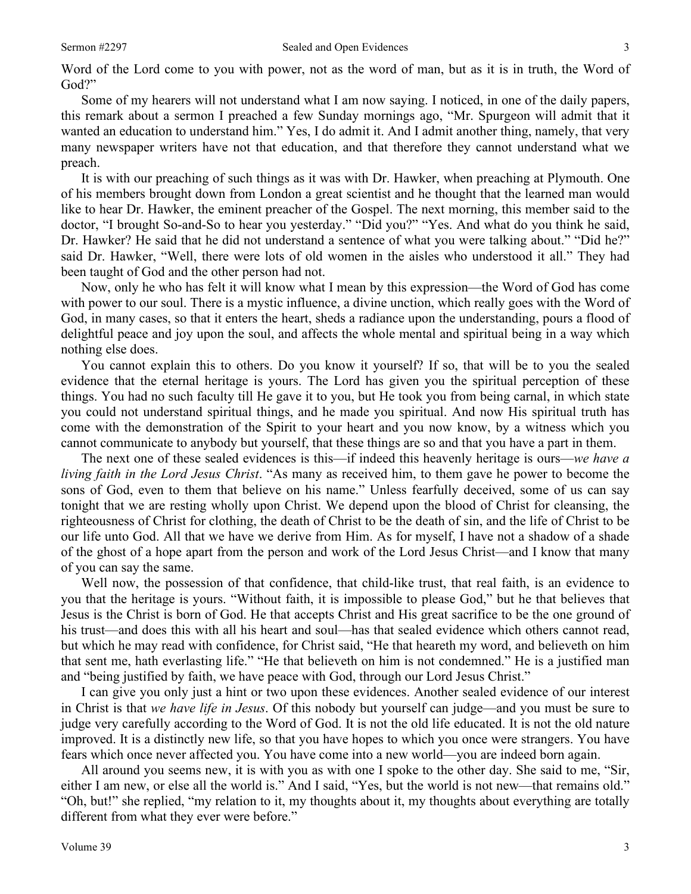Word of the Lord come to you with power, not as the word of man, but as it is in truth, the Word of God?"

Some of my hearers will not understand what I am now saying. I noticed, in one of the daily papers, this remark about a sermon I preached a few Sunday mornings ago, "Mr. Spurgeon will admit that it wanted an education to understand him." Yes, I do admit it. And I admit another thing, namely, that very many newspaper writers have not that education, and that therefore they cannot understand what we preach.

It is with our preaching of such things as it was with Dr. Hawker, when preaching at Plymouth. One of his members brought down from London a great scientist and he thought that the learned man would like to hear Dr. Hawker, the eminent preacher of the Gospel. The next morning, this member said to the doctor, "I brought So-and-So to hear you yesterday." "Did you?" "Yes. And what do you think he said, Dr. Hawker? He said that he did not understand a sentence of what you were talking about." "Did he?" said Dr. Hawker, "Well, there were lots of old women in the aisles who understood it all." They had been taught of God and the other person had not.

Now, only he who has felt it will know what I mean by this expression—the Word of God has come with power to our soul. There is a mystic influence, a divine unction, which really goes with the Word of God, in many cases, so that it enters the heart, sheds a radiance upon the understanding, pours a flood of delightful peace and joy upon the soul, and affects the whole mental and spiritual being in a way which nothing else does.

You cannot explain this to others. Do you know it yourself? If so, that will be to you the sealed evidence that the eternal heritage is yours. The Lord has given you the spiritual perception of these things. You had no such faculty till He gave it to you, but He took you from being carnal, in which state you could not understand spiritual things, and he made you spiritual. And now His spiritual truth has come with the demonstration of the Spirit to your heart and you now know, by a witness which you cannot communicate to anybody but yourself, that these things are so and that you have a part in them.

The next one of these sealed evidences is this—if indeed this heavenly heritage is ours—*we have a living faith in the Lord Jesus Christ*. "As many as received him, to them gave he power to become the sons of God, even to them that believe on his name." Unless fearfully deceived, some of us can say tonight that we are resting wholly upon Christ. We depend upon the blood of Christ for cleansing, the righteousness of Christ for clothing, the death of Christ to be the death of sin, and the life of Christ to be our life unto God. All that we have we derive from Him. As for myself, I have not a shadow of a shade of the ghost of a hope apart from the person and work of the Lord Jesus Christ—and I know that many of you can say the same.

Well now, the possession of that confidence, that child-like trust, that real faith, is an evidence to you that the heritage is yours. "Without faith, it is impossible to please God," but he that believes that Jesus is the Christ is born of God. He that accepts Christ and His great sacrifice to be the one ground of his trust—and does this with all his heart and soul—has that sealed evidence which others cannot read, but which he may read with confidence, for Christ said, "He that heareth my word, and believeth on him that sent me, hath everlasting life." "He that believeth on him is not condemned." He is a justified man and "being justified by faith, we have peace with God, through our Lord Jesus Christ."

I can give you only just a hint or two upon these evidences. Another sealed evidence of our interest in Christ is that *we have life in Jesus*. Of this nobody but yourself can judge—and you must be sure to judge very carefully according to the Word of God. It is not the old life educated. It is not the old nature improved. It is a distinctly new life, so that you have hopes to which you once were strangers. You have fears which once never affected you. You have come into a new world—you are indeed born again.

All around you seems new, it is with you as with one I spoke to the other day. She said to me, "Sir, either I am new, or else all the world is." And I said, "Yes, but the world is not new—that remains old." "Oh, but!" she replied, "my relation to it, my thoughts about it, my thoughts about everything are totally different from what they ever were before."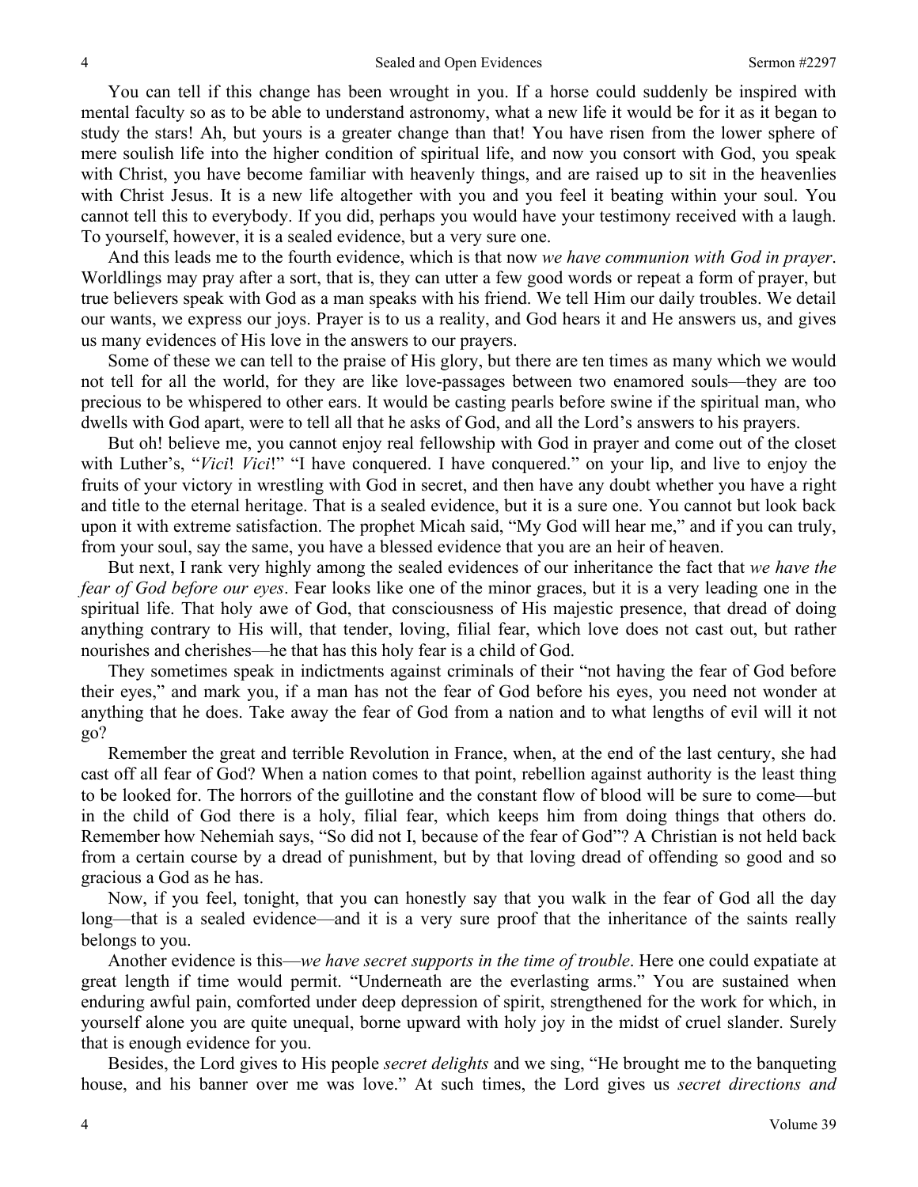You can tell if this change has been wrought in you. If a horse could suddenly be inspired with mental faculty so as to be able to understand astronomy, what a new life it would be for it as it began to study the stars! Ah, but yours is a greater change than that! You have risen from the lower sphere of mere soulish life into the higher condition of spiritual life, and now you consort with God, you speak with Christ, you have become familiar with heavenly things, and are raised up to sit in the heavenlies with Christ Jesus. It is a new life altogether with you and you feel it beating within your soul. You cannot tell this to everybody. If you did, perhaps you would have your testimony received with a laugh. To yourself, however, it is a sealed evidence, but a very sure one.

And this leads me to the fourth evidence, which is that now *we have communion with God in prayer*. Worldlings may pray after a sort, that is, they can utter a few good words or repeat a form of prayer, but true believers speak with God as a man speaks with his friend. We tell Him our daily troubles. We detail our wants, we express our joys. Prayer is to us a reality, and God hears it and He answers us, and gives us many evidences of His love in the answers to our prayers.

Some of these we can tell to the praise of His glory, but there are ten times as many which we would not tell for all the world, for they are like love-passages between two enamored souls—they are too precious to be whispered to other ears. It would be casting pearls before swine if the spiritual man, who dwells with God apart, were to tell all that he asks of God, and all the Lord's answers to his prayers.

But oh! believe me, you cannot enjoy real fellowship with God in prayer and come out of the closet with Luther's, "*Vici*! *Vici*!" "I have conquered. I have conquered." on your lip, and live to enjoy the fruits of your victory in wrestling with God in secret, and then have any doubt whether you have a right and title to the eternal heritage. That is a sealed evidence, but it is a sure one. You cannot but look back upon it with extreme satisfaction. The prophet Micah said, "My God will hear me," and if you can truly, from your soul, say the same, you have a blessed evidence that you are an heir of heaven.

But next, I rank very highly among the sealed evidences of our inheritance the fact that *we have the fear of God before our eyes*. Fear looks like one of the minor graces, but it is a very leading one in the spiritual life. That holy awe of God, that consciousness of His majestic presence, that dread of doing anything contrary to His will, that tender, loving, filial fear, which love does not cast out, but rather nourishes and cherishes—he that has this holy fear is a child of God.

They sometimes speak in indictments against criminals of their "not having the fear of God before their eyes," and mark you, if a man has not the fear of God before his eyes, you need not wonder at anything that he does. Take away the fear of God from a nation and to what lengths of evil will it not go?

Remember the great and terrible Revolution in France, when, at the end of the last century, she had cast off all fear of God? When a nation comes to that point, rebellion against authority is the least thing to be looked for. The horrors of the guillotine and the constant flow of blood will be sure to come—but in the child of God there is a holy, filial fear, which keeps him from doing things that others do. Remember how Nehemiah says, "So did not I, because of the fear of God"? A Christian is not held back from a certain course by a dread of punishment, but by that loving dread of offending so good and so gracious a God as he has.

Now, if you feel, tonight, that you can honestly say that you walk in the fear of God all the day long—that is a sealed evidence—and it is a very sure proof that the inheritance of the saints really belongs to you.

Another evidence is this—*we have secret supports in the time of trouble*. Here one could expatiate at great length if time would permit. "Underneath are the everlasting arms." You are sustained when enduring awful pain, comforted under deep depression of spirit, strengthened for the work for which, in yourself alone you are quite unequal, borne upward with holy joy in the midst of cruel slander. Surely that is enough evidence for you.

Besides, the Lord gives to His people *secret delights* and we sing, "He brought me to the banqueting house, and his banner over me was love." At such times, the Lord gives us *secret directions and*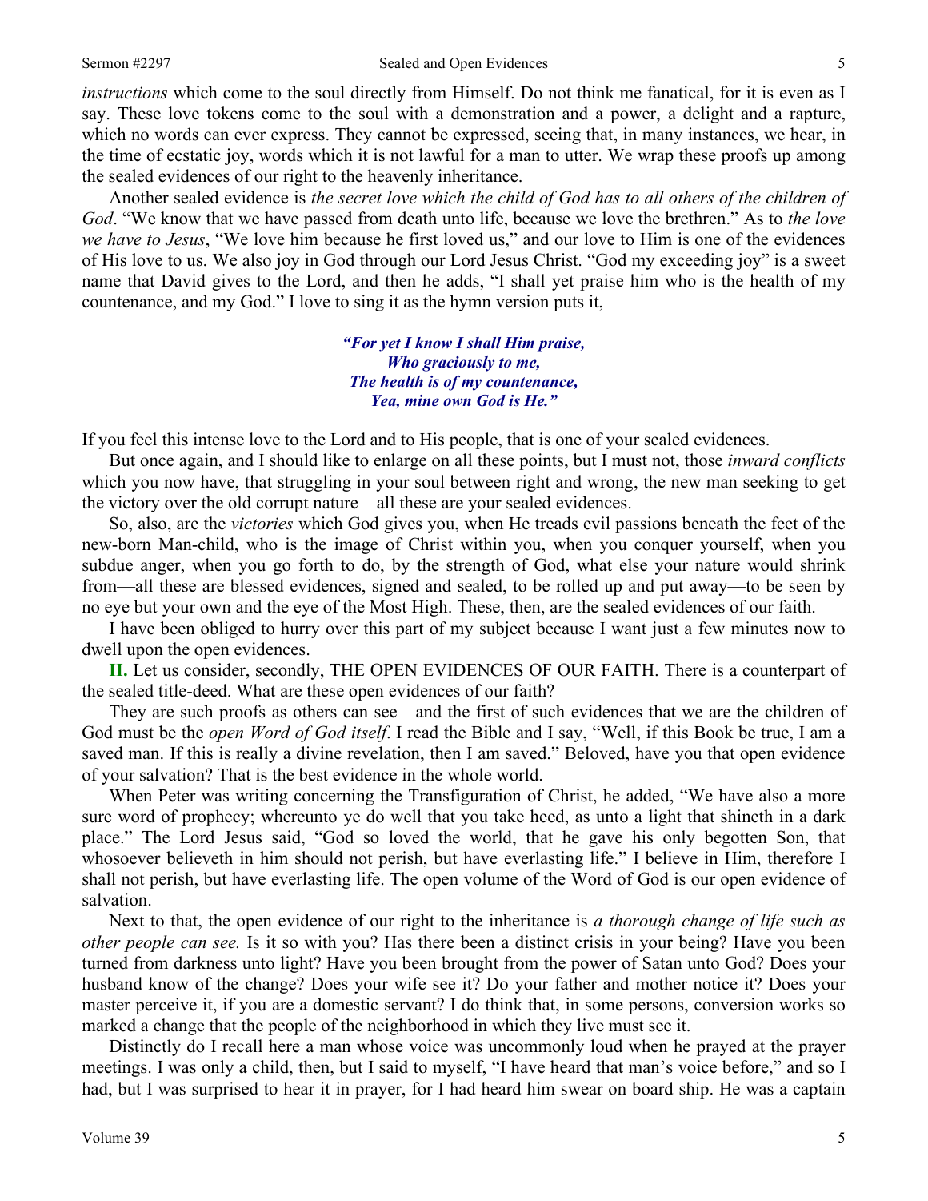*instructions* which come to the soul directly from Himself. Do not think me fanatical, for it is even as I say. These love tokens come to the soul with a demonstration and a power, a delight and a rapture, which no words can ever express. They cannot be expressed, seeing that, in many instances, we hear, in the time of ecstatic joy, words which it is not lawful for a man to utter. We wrap these proofs up among the sealed evidences of our right to the heavenly inheritance.

Another sealed evidence is *the secret love which the child of God has to all others of the children of God*. "We know that we have passed from death unto life, because we love the brethren." As to *the love we have to Jesus*, "We love him because he first loved us," and our love to Him is one of the evidences of His love to us. We also joy in God through our Lord Jesus Christ. "God my exceeding joy" is a sweet name that David gives to the Lord, and then he adds, "I shall yet praise him who is the health of my countenance, and my God." I love to sing it as the hymn version puts it,

> ***"For yet I know I shall Him praise,***
> ***Who graciously to me,***
> ***The health is of my countenance,***
> ***Yea, mine own God is He."***

If you feel this intense love to the Lord and to His people, that is one of your sealed evidences.

But once again, and I should like to enlarge on all these points, but I must not, those *inward conflicts* which you now have, that struggling in your soul between right and wrong, the new man seeking to get the victory over the old corrupt nature—all these are your sealed evidences.

So, also, are the *victories* which God gives you, when He treads evil passions beneath the feet of the new-born Man-child, who is the image of Christ within you, when you conquer yourself, when you subdue anger, when you go forth to do, by the strength of God, what else your nature would shrink from—all these are blessed evidences, signed and sealed, to be rolled up and put away—to be seen by no eye but your own and the eye of the Most High. These, then, are the sealed evidences of our faith.

I have been obliged to hurry over this part of my subject because I want just a few minutes now to dwell upon the open evidences.

**II.** Let us consider, secondly, THE OPEN EVIDENCES OF OUR FAITH. There is a counterpart of the sealed title-deed. What are these open evidences of our faith?

They are such proofs as others can see—and the first of such evidences that we are the children of God must be the *open Word of God itself*. I read the Bible and I say, "Well, if this Book be true, I am a saved man. If this is really a divine revelation, then I am saved." Beloved, have you that open evidence of your salvation? That is the best evidence in the whole world.

When Peter was writing concerning the Transfiguration of Christ, he added, "We have also a more sure word of prophecy; whereunto ye do well that you take heed, as unto a light that shineth in a dark place." The Lord Jesus said, "God so loved the world, that he gave his only begotten Son, that whosoever believeth in him should not perish, but have everlasting life." I believe in Him, therefore I shall not perish, but have everlasting life. The open volume of the Word of God is our open evidence of salvation.

Next to that, the open evidence of our right to the inheritance is *a thorough change of life such as other people can see.* Is it so with you? Has there been a distinct crisis in your being? Have you been turned from darkness unto light? Have you been brought from the power of Satan unto God? Does your husband know of the change? Does your wife see it? Do your father and mother notice it? Does your master perceive it, if you are a domestic servant? I do think that, in some persons, conversion works so marked a change that the people of the neighborhood in which they live must see it.

Distinctly do I recall here a man whose voice was uncommonly loud when he prayed at the prayer meetings. I was only a child, then, but I said to myself, "I have heard that man's voice before," and so I had, but I was surprised to hear it in prayer, for I had heard him swear on board ship. He was a captain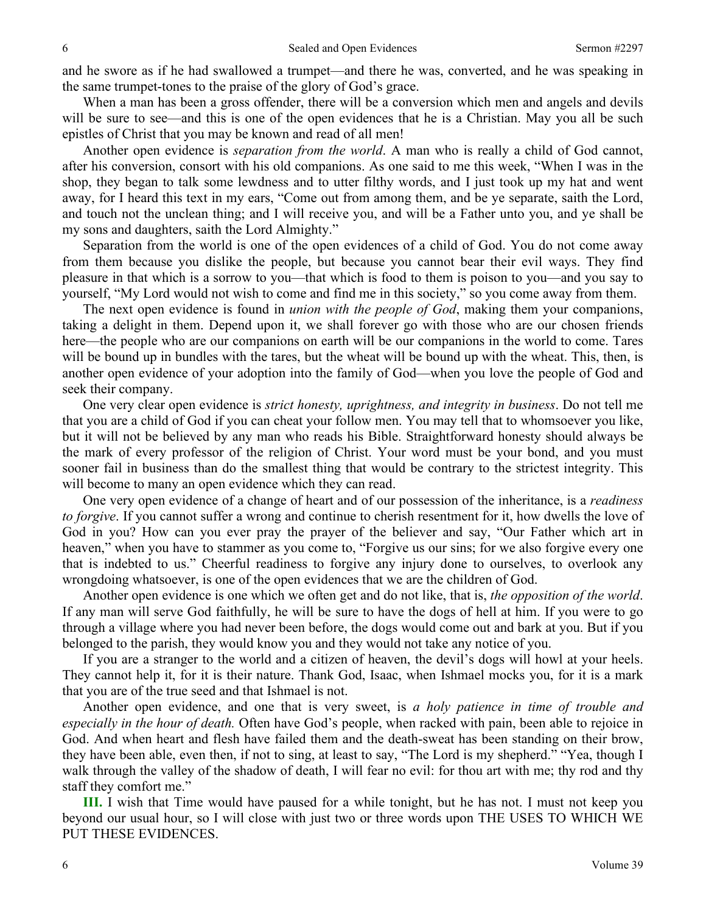and he swore as if he had swallowed a trumpet—and there he was, converted, and he was speaking in the same trumpet-tones to the praise of the glory of God's grace.

When a man has been a gross offender, there will be a conversion which men and angels and devils will be sure to see—and this is one of the open evidences that he is a Christian. May you all be such epistles of Christ that you may be known and read of all men!

Another open evidence is *separation from the world*. A man who is really a child of God cannot, after his conversion, consort with his old companions. As one said to me this week, "When I was in the shop, they began to talk some lewdness and to utter filthy words, and I just took up my hat and went away, for I heard this text in my ears, "Come out from among them, and be ye separate, saith the Lord, and touch not the unclean thing; and I will receive you, and will be a Father unto you, and ye shall be my sons and daughters, saith the Lord Almighty."

Separation from the world is one of the open evidences of a child of God. You do not come away from them because you dislike the people, but because you cannot bear their evil ways. They find pleasure in that which is a sorrow to you—that which is food to them is poison to you—and you say to yourself, "My Lord would not wish to come and find me in this society," so you come away from them.

The next open evidence is found in *union with the people of God*, making them your companions, taking a delight in them. Depend upon it, we shall forever go with those who are our chosen friends here—the people who are our companions on earth will be our companions in the world to come. Tares will be bound up in bundles with the tares, but the wheat will be bound up with the wheat. This, then, is another open evidence of your adoption into the family of God—when you love the people of God and seek their company.

One very clear open evidence is *strict honesty, uprightness, and integrity in business*. Do not tell me that you are a child of God if you can cheat your follow men. You may tell that to whomsoever you like, but it will not be believed by any man who reads his Bible. Straightforward honesty should always be the mark of every professor of the religion of Christ. Your word must be your bond, and you must sooner fail in business than do the smallest thing that would be contrary to the strictest integrity. This will become to many an open evidence which they can read.

One very open evidence of a change of heart and of our possession of the inheritance, is a *readiness to forgive*. If you cannot suffer a wrong and continue to cherish resentment for it, how dwells the love of God in you? How can you ever pray the prayer of the believer and say, "Our Father which art in heaven," when you have to stammer as you come to, "Forgive us our sins; for we also forgive every one that is indebted to us." Cheerful readiness to forgive any injury done to ourselves, to overlook any wrongdoing whatsoever, is one of the open evidences that we are the children of God.

Another open evidence is one which we often get and do not like, that is, *the opposition of the world*. If any man will serve God faithfully, he will be sure to have the dogs of hell at him. If you were to go through a village where you had never been before, the dogs would come out and bark at you. But if you belonged to the parish, they would know you and they would not take any notice of you.

If you are a stranger to the world and a citizen of heaven, the devil's dogs will howl at your heels. They cannot help it, for it is their nature. Thank God, Isaac, when Ishmael mocks you, for it is a mark that you are of the true seed and that Ishmael is not.

Another open evidence, and one that is very sweet, is *a holy patience in time of trouble and especially in the hour of death.* Often have God's people, when racked with pain, been able to rejoice in God. And when heart and flesh have failed them and the death-sweat has been standing on their brow, they have been able, even then, if not to sing, at least to say, "The Lord is my shepherd." "Yea, though I walk through the valley of the shadow of death, I will fear no evil: for thou art with me; thy rod and thy staff they comfort me."

**III.** I wish that Time would have paused for a while tonight, but he has not. I must not keep you beyond our usual hour, so I will close with just two or three words upon THE USES TO WHICH WE PUT THESE EVIDENCES.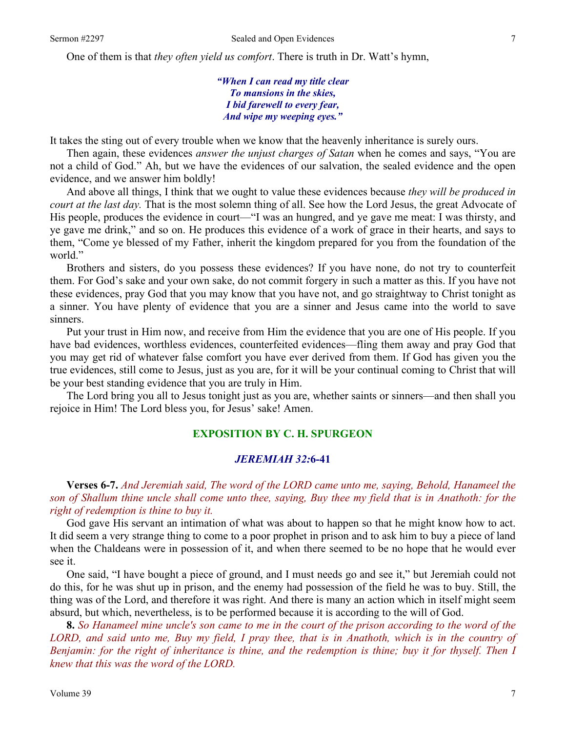One of them is that *they often yield us comfort*. There is truth in Dr. Watt's hymn,

> ***"When I can read my title clear***
> ***To mansions in the skies,***
> ***I bid farewell to every fear,***
> ***And wipe my weeping eyes."***

It takes the sting out of every trouble when we know that the heavenly inheritance is surely ours.

Then again, these evidences *answer the unjust charges of Satan* when he comes and says, "You are not a child of God." Ah, but we have the evidences of our salvation, the sealed evidence and the open evidence, and we answer him boldly!

And above all things, I think that we ought to value these evidences because *they will be produced in court at the last day.* That is the most solemn thing of all. See how the Lord Jesus, the great Advocate of His people, produces the evidence in court—"I was an hungred, and ye gave me meat: I was thirsty, and ye gave me drink," and so on. He produces this evidence of a work of grace in their hearts, and says to them, "Come ye blessed of my Father, inherit the kingdom prepared for you from the foundation of the world."

Brothers and sisters, do you possess these evidences? If you have none, do not try to counterfeit them. For God's sake and your own sake, do not commit forgery in such a matter as this. If you have not these evidences, pray God that you may know that you have not, and go straightway to Christ tonight as a sinner. You have plenty of evidence that you are a sinner and Jesus came into the world to save sinners.

Put your trust in Him now, and receive from Him the evidence that you are one of His people. If you have bad evidences, worthless evidences, counterfeited evidences—fling them away and pray God that you may get rid of whatever false comfort you have ever derived from them. If God has given you the true evidences, still come to Jesus, just as you are, for it will be your continual coming to Christ that will be your best standing evidence that you are truly in Him.

The Lord bring you all to Jesus tonight just as you are, whether saints or sinners—and then shall you rejoice in Him! The Lord bless you, for Jesus' sake! Amen.

## EXPOSITION BY C. H. SPURGEON

### *JEREMIAH 32:*6-41

**Verses 6-7.** *And Jeremiah said, The word of the LORD came unto me, saying, Behold, Hanameel the son of Shallum thine uncle shall come unto thee, saying, Buy thee my field that is in Anathoth: for the right of redemption is thine to buy it.*

God gave His servant an intimation of what was about to happen so that he might know how to act. It did seem a very strange thing to come to a poor prophet in prison and to ask him to buy a piece of land when the Chaldeans were in possession of it, and when there seemed to be no hope that he would ever see it.

One said, "I have bought a piece of ground, and I must needs go and see it," but Jeremiah could not do this, for he was shut up in prison, and the enemy had possession of the field he was to buy. Still, the thing was of the Lord, and therefore it was right. And there is many an action which in itself might seem absurd, but which, nevertheless, is to be performed because it is according to the will of God.

**8.** *So Hanameel mine uncle's son came to me in the court of the prison according to the word of the LORD, and said unto me, Buy my field, I pray thee, that is in Anathoth, which is in the country of Benjamin: for the right of inheritance is thine, and the redemption is thine; buy it for thyself. Then I knew that this was the word of the LORD.*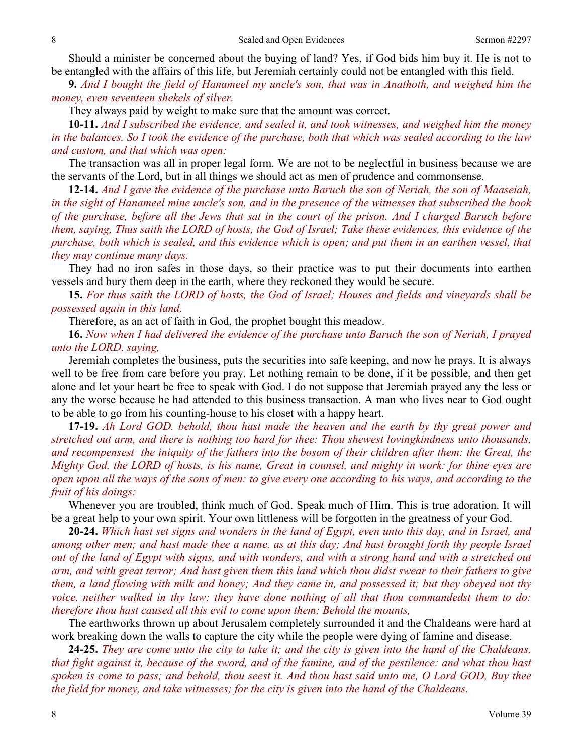Should a minister be concerned about the buying of land? Yes, if God bids him buy it. He is not to be entangled with the affairs of this life, but Jeremiah certainly could not be entangled with this field.

**9.** *And I bought the field of Hanameel my uncle's son, that was in Anathoth, and weighed him the money, even seventeen shekels of silver.*

They always paid by weight to make sure that the amount was correct.

**10-11.** *And I subscribed the evidence, and sealed it, and took witnesses, and weighed him the money in the balances. So I took the evidence of the purchase, both that which was sealed according to the law and custom, and that which was open:*

The transaction was all in proper legal form. We are not to be neglectful in business because we are the servants of the Lord, but in all things we should act as men of prudence and commonsense.

**12-14.** *And I gave the evidence of the purchase unto Baruch the son of Neriah, the son of Maaseiah, in the sight of Hanameel mine uncle's son, and in the presence of the witnesses that subscribed the book of the purchase, before all the Jews that sat in the court of the prison. And I charged Baruch before them, saying, Thus saith the LORD of hosts, the God of Israel; Take these evidences, this evidence of the purchase, both which is sealed, and this evidence which is open; and put them in an earthen vessel, that they may continue many days.*

They had no iron safes in those days, so their practice was to put their documents into earthen vessels and bury them deep in the earth, where they reckoned they would be secure.

**15.** *For thus saith the LORD of hosts, the God of Israel; Houses and fields and vineyards shall be possessed again in this land.*

Therefore, as an act of faith in God, the prophet bought this meadow.

**16.** *Now when I had delivered the evidence of the purchase unto Baruch the son of Neriah, I prayed unto the LORD, saying,*

Jeremiah completes the business, puts the securities into safe keeping, and now he prays. It is always well to be free from care before you pray. Let nothing remain to be done, if it be possible, and then get alone and let your heart be free to speak with God. I do not suppose that Jeremiah prayed any the less or any the worse because he had attended to this business transaction. A man who lives near to God ought to be able to go from his counting-house to his closet with a happy heart.

**17-19.** *Ah Lord GOD. behold, thou hast made the heaven and the earth by thy great power and stretched out arm, and there is nothing too hard for thee: Thou shewest lovingkindness unto thousands, and recompensest the iniquity of the fathers into the bosom of their children after them: the Great, the Mighty God, the LORD of hosts, is his name, Great in counsel, and mighty in work: for thine eyes are open upon all the ways of the sons of men: to give every one according to his ways, and according to the fruit of his doings:*

Whenever you are troubled, think much of God. Speak much of Him. This is true adoration. It will be a great help to your own spirit. Your own littleness will be forgotten in the greatness of your God.

**20-24.** *Which hast set signs and wonders in the land of Egypt, even unto this day, and in Israel, and among other men; and hast made thee a name, as at this day; And hast brought forth thy people Israel out of the land of Egypt with signs, and with wonders, and with a strong hand and with a stretched out arm, and with great terror; And hast given them this land which thou didst swear to their fathers to give them, a land flowing with milk and honey; And they came in, and possessed it; but they obeyed not thy voice, neither walked in thy law; they have done nothing of all that thou commandedst them to do: therefore thou hast caused all this evil to come upon them: Behold the mounts,*

The earthworks thrown up about Jerusalem completely surrounded it and the Chaldeans were hard at work breaking down the walls to capture the city while the people were dying of famine and disease.

**24-25.** *They are come unto the city to take it; and the city is given into the hand of the Chaldeans, that fight against it, because of the sword, and of the famine, and of the pestilence: and what thou hast spoken is come to pass; and behold, thou seest it. And thou hast said unto me, O Lord GOD, Buy thee the field for money, and take witnesses; for the city is given into the hand of the Chaldeans.*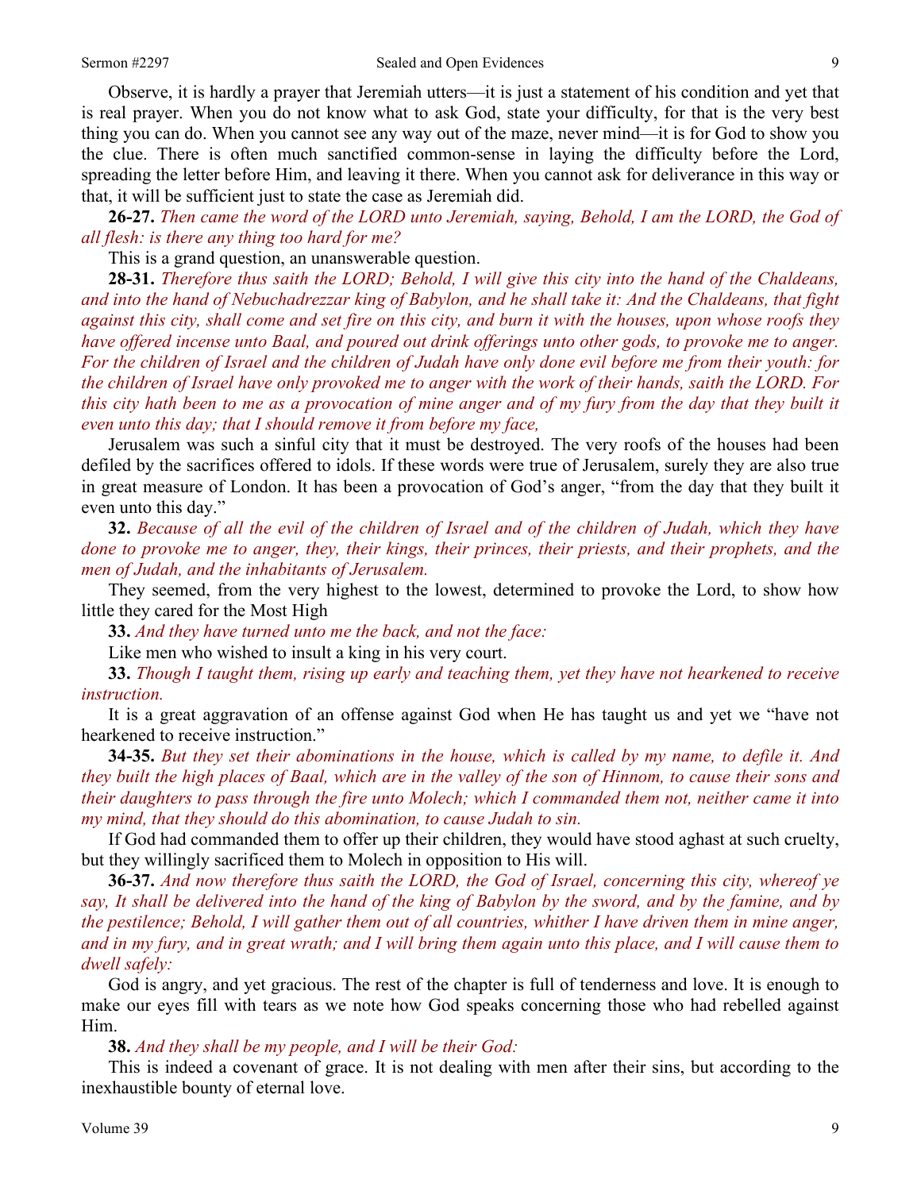Observe, it is hardly a prayer that Jeremiah utters—it is just a statement of his condition and yet that is real prayer. When you do not know what to ask God, state your difficulty, for that is the very best thing you can do. When you cannot see any way out of the maze, never mind—it is for God to show you the clue. There is often much sanctified common-sense in laying the difficulty before the Lord, spreading the letter before Him, and leaving it there. When you cannot ask for deliverance in this way or that, it will be sufficient just to state the case as Jeremiah did.

**26-27.** *Then came the word of the LORD unto Jeremiah, saying, Behold, I am the LORD, the God of all flesh: is there any thing too hard for me?*

This is a grand question, an unanswerable question.

**28-31.** *Therefore thus saith the LORD; Behold, I will give this city into the hand of the Chaldeans, and into the hand of Nebuchadrezzar king of Babylon, and he shall take it: And the Chaldeans, that fight against this city, shall come and set fire on this city, and burn it with the houses, upon whose roofs they have offered incense unto Baal, and poured out drink offerings unto other gods, to provoke me to anger. For the children of Israel and the children of Judah have only done evil before me from their youth: for the children of Israel have only provoked me to anger with the work of their hands, saith the LORD. For this city hath been to me as a provocation of mine anger and of my fury from the day that they built it even unto this day; that I should remove it from before my face,*

Jerusalem was such a sinful city that it must be destroyed. The very roofs of the houses had been defiled by the sacrifices offered to idols. If these words were true of Jerusalem, surely they are also true in great measure of London. It has been a provocation of God's anger, "from the day that they built it even unto this day."

**32.** *Because of all the evil of the children of Israel and of the children of Judah, which they have done to provoke me to anger, they, their kings, their princes, their priests, and their prophets, and the men of Judah, and the inhabitants of Jerusalem.*

They seemed, from the very highest to the lowest, determined to provoke the Lord, to show how little they cared for the Most High

**33.** *And they have turned unto me the back, and not the face:*

Like men who wished to insult a king in his very court.

**33.** *Though I taught them, rising up early and teaching them, yet they have not hearkened to receive instruction.*

It is a great aggravation of an offense against God when He has taught us and yet we "have not hearkened to receive instruction."

**34-35.** *But they set their abominations in the house, which is called by my name, to defile it. And they built the high places of Baal, which are in the valley of the son of Hinnom, to cause their sons and their daughters to pass through the fire unto Molech; which I commanded them not, neither came it into my mind, that they should do this abomination, to cause Judah to sin.*

If God had commanded them to offer up their children, they would have stood aghast at such cruelty, but they willingly sacrificed them to Molech in opposition to His will.

**36-37.** *And now therefore thus saith the LORD, the God of Israel, concerning this city, whereof ye say, It shall be delivered into the hand of the king of Babylon by the sword, and by the famine, and by the pestilence; Behold, I will gather them out of all countries, whither I have driven them in mine anger, and in my fury, and in great wrath; and I will bring them again unto this place, and I will cause them to dwell safely:*

God is angry, and yet gracious. The rest of the chapter is full of tenderness and love. It is enough to make our eyes fill with tears as we note how God speaks concerning those who had rebelled against Him.

**38.** *And they shall be my people, and I will be their God:*

This is indeed a covenant of grace. It is not dealing with men after their sins, but according to the inexhaustible bounty of eternal love.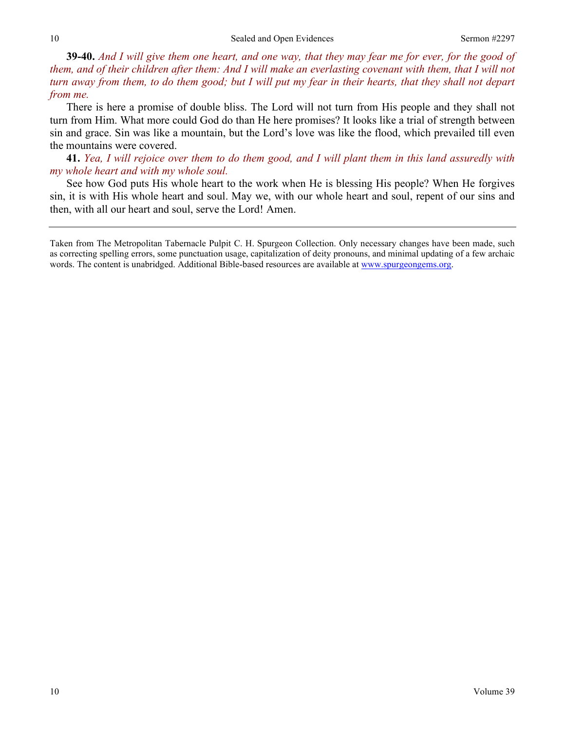**39-40.** *And I will give them one heart, and one way, that they may fear me for ever, for the good of them, and of their children after them: And I will make an everlasting covenant with them, that I will not turn away from them, to do them good; but I will put my fear in their hearts, that they shall not depart from me.*

There is here a promise of double bliss. The Lord will not turn from His people and they shall not turn from Him. What more could God do than He here promises? It looks like a trial of strength between sin and grace. Sin was like a mountain, but the Lord's love was like the flood, which prevailed till even the mountains were covered.

**41.** *Yea, I will rejoice over them to do them good, and I will plant them in this land assuredly with my whole heart and with my whole soul.*

See how God puts His whole heart to the work when He is blessing His people? When He forgives sin, it is with His whole heart and soul. May we, with our whole heart and soul, repent of our sins and then, with all our heart and soul, serve the Lord! Amen.

---

Taken from The Metropolitan Tabernacle Pulpit C. H. Spurgeon Collection. Only necessary changes have been made, such as correcting spelling errors, some punctuation usage, capitalization of deity pronouns, and minimal updating of a few archaic words. The content is unabridged. Additional Bible-based resources are available at [www.spurgeongems.org](http://www.spurgeongems.org).